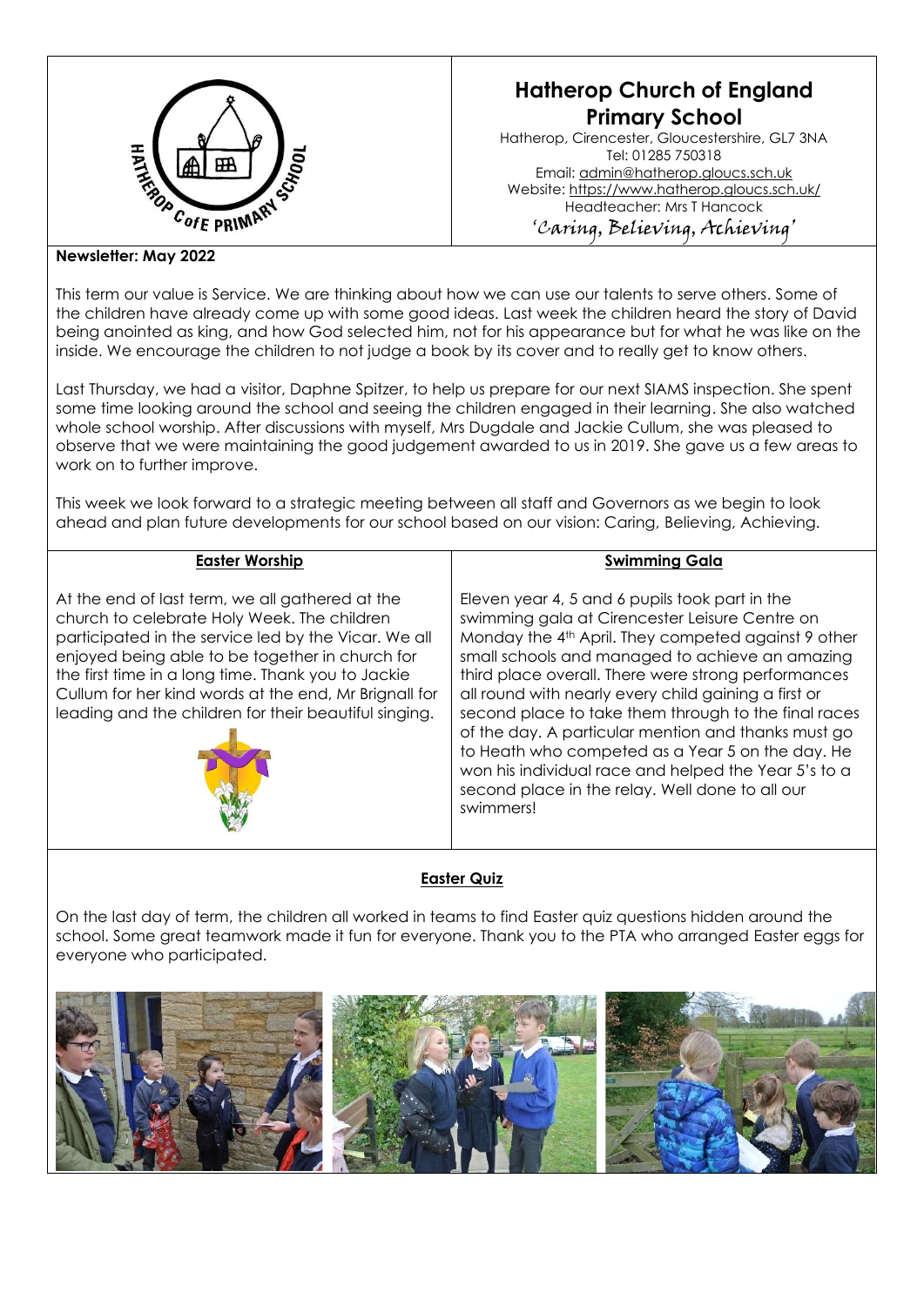# Hatherop Church of England Primary School

Hatherop, Cirencester, Gloucestershire, GL7 3NA
Tel: 01285 750318
Email: admin@hatherop.gloucs.sch.uk
Website: https://www.hatherop.gloucs.sch.uk/
Headteacher: Mrs T Hancock

*'Caring, Believing, Achieving'*

**Newsletter: May 2022**

This term our value is Service. We are thinking about how we can use our talents to serve others. Some of the children have already come up with some good ideas. Last week the children heard the story of David being anointed as king, and how God selected him, not for his appearance but for what he was like on the inside. We encourage the children to not judge a book by its cover and to really get to know others.

Last Thursday, we had a visitor, Daphne Spitzer, to help us prepare for our next SIAMS inspection. She spent some time looking around the school and seeing the children engaged in their learning. She also watched whole school worship. After discussions with myself, Mrs Dugdale and Jackie Cullum, she was pleased to observe that we were maintaining the good judgement awarded to us in 2019. She gave us a few areas to work on to further improve.

This week we look forward to a strategic meeting between all staff and Governors as we begin to look ahead and plan future developments for our school based on our vision: Caring, Believing, Achieving.

## Easter Worship

At the end of last term, we all gathered at the church to celebrate Holy Week. The children participated in the service led by the Vicar. We all enjoyed being able to be together in church for the first time in a long time. Thank you to Jackie Cullum for her kind words at the end, Mr Brignall for leading and the children for their beautiful singing.

## Swimming Gala

Eleven year 4, 5 and 6 pupils took part in the swimming gala at Cirencester Leisure Centre on Monday the 4th April. They competed against 9 other small schools and managed to achieve an amazing third place overall. There were strong performances all round with nearly every child gaining a first or second place to take them through to the final races of the day. A particular mention and thanks must go to Heath who competed as a Year 5 on the day. He won his individual race and helped the Year 5's to a second place in the relay. Well done to all our swimmers!

## Easter Quiz

On the last day of term, the children all worked in teams to find Easter quiz questions hidden around the school. Some great teamwork made it fun for everyone. Thank you to the PTA who arranged Easter eggs for everyone who participated.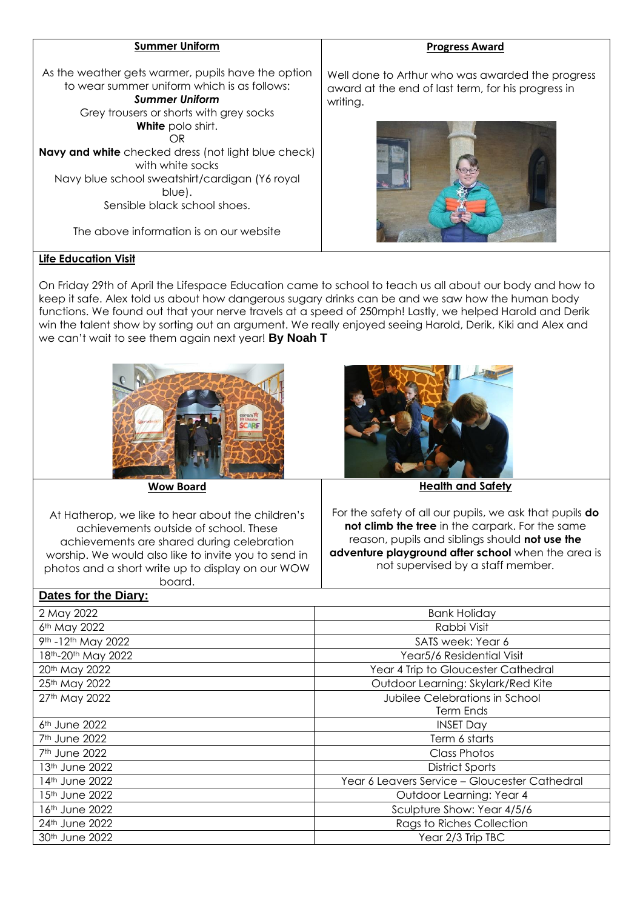## Summer Uniform

As the weather gets warmer, pupils have the option to wear summer uniform which is as follows:

***Summer Uniform***

Grey trousers or shorts with grey socks

**White** polo shirt.

OR

**Navy and white** checked dress (not light blue check) with white socks

Navy blue school sweatshirt/cardigan (Y6 royal blue).

Sensible black school shoes.

The above information is on our website

## Progress Award

Well done to Arthur who was awarded the progress award at the end of last term, for his progress in writing.

## Life Education Visit

On Friday 29th of April the Lifespace Education came to school to teach us all about our body and how to keep it safe. Alex told us about how dangerous sugary drinks can be and we saw how the human body functions. We found out that your nerve travels at a speed of 250mph! Lastly, we helped Harold and Derik win the talent show by sorting out an argument. We really enjoyed seeing Harold, Derik, Kiki and Alex and we can't wait to see them again next year! **By Noah T**

## Wow Board

At Hatherop, we like to hear about the children's achievements outside of school. These achievements are shared during celebration worship. We would also like to invite you to send in photos and a short write up to display on our WOW board.

## Health and Safety

For the safety of all our pupils, we ask that pupils **do not climb the tree** in the carpark. For the same reason, pupils and siblings should **not use the adventure playground after school** when the area is not supervised by a staff member.

## Dates for the Diary:

| | |
|---|---|
| 2 May 2022 | Bank Holiday |
| 6th May 2022 | Rabbi Visit |
| 9th -12th May 2022 | SATS week: Year 6 |
| 18th-20th May 2022 | Year5/6 Residential Visit |
| 20th May 2022 | Year 4 Trip to Gloucester Cathedral |
| 25th May 2022 | Outdoor Learning: Skylark/Red Kite |
| 27th May 2022 | Jubilee Celebrations in School<br>Term Ends |
| 6th June 2022 | INSET Day |
| 7th June 2022 | Term 6 starts |
| 7th June 2022 | Class Photos |
| 13th June 2022 | District Sports |
| 14th June 2022 | Year 6 Leavers Service – Gloucester Cathedral |
| 15th June 2022 | Outdoor Learning: Year 4 |
| 16th June 2022 | Sculpture Show: Year 4/5/6 |
| 24th June 2022 | Rags to Riches Collection |
| 30th June 2022 | Year 2/3 Trip TBC |